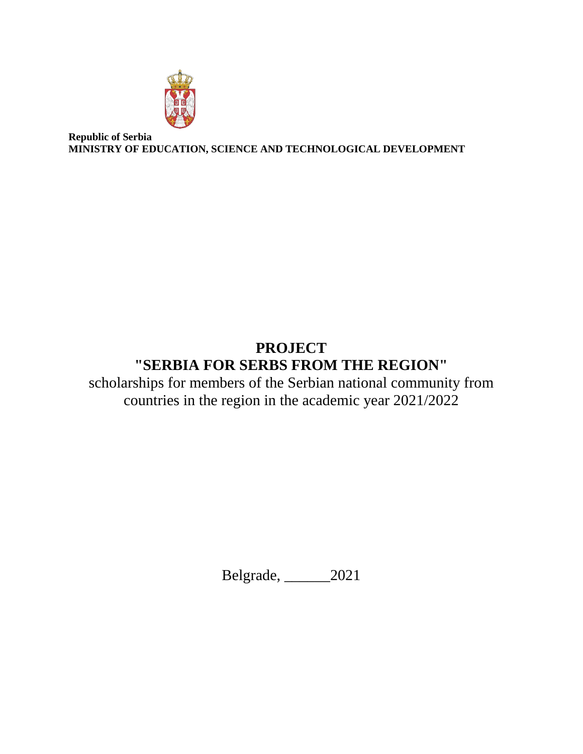**Republic of Serbia**
**MINISTRY OF EDUCATION, SCIENCE AND TECHNOLOGICAL DEVELOPMENT**

# PROJECT
# "SERBIA FOR SERBS FROM THE REGION"

scholarships for members of the Serbian national community from countries in the region in the academic year 2021/2022

Belgrade, ______2021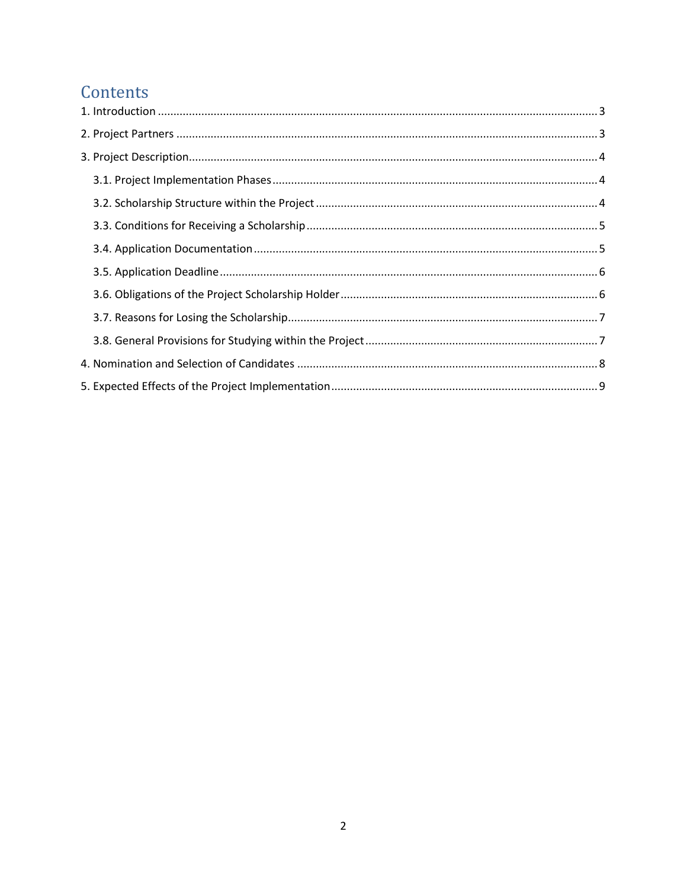# Contents

1. Introduction ..... 3
2. Project Partners ..... 3
3. Project Description ..... 4
    - 3.1. Project Implementation Phases ..... 4
    - 3.2. Scholarship Structure within the Project ..... 4
    - 3.3. Conditions for Receiving a Scholarship ..... 5
    - 3.4. Application Documentation ..... 5
    - 3.5. Application Deadline ..... 6
    - 3.6. Obligations of the Project Scholarship Holder ..... 6
    - 3.7. Reasons for Losing the Scholarship ..... 7
    - 3.8. General Provisions for Studying within the Project ..... 7
4. Nomination and Selection of Candidates ..... 8
5. Expected Effects of the Project Implementation ..... 9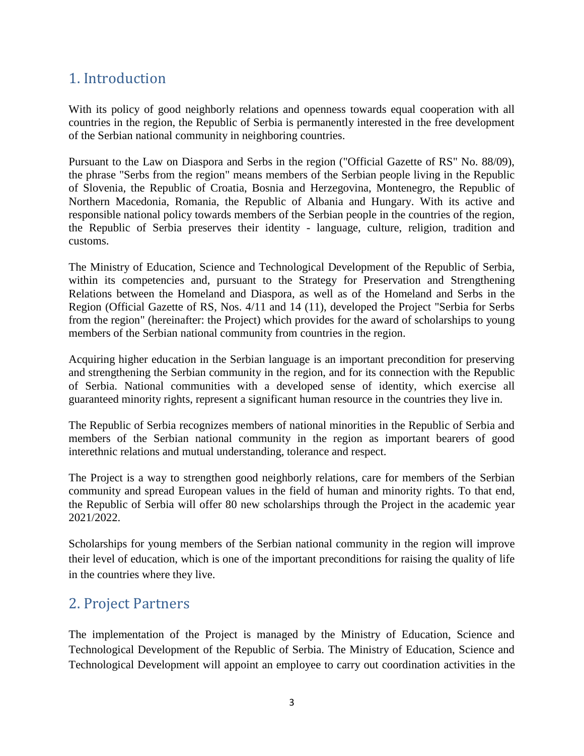## 1. Introduction

With its policy of good neighborly relations and openness towards equal cooperation with all countries in the region, the Republic of Serbia is permanently interested in the free development of the Serbian national community in neighboring countries.

Pursuant to the Law on Diaspora and Serbs in the region ("Official Gazette of RS" No. 88/09), the phrase "Serbs from the region" means members of the Serbian people living in the Republic of Slovenia, the Republic of Croatia, Bosnia and Herzegovina, Montenegro, the Republic of Northern Macedonia, Romania, the Republic of Albania and Hungary. With its active and responsible national policy towards members of the Serbian people in the countries of the region, the Republic of Serbia preserves their identity - language, culture, religion, tradition and customs.

The Ministry of Education, Science and Technological Development of the Republic of Serbia, within its competencies and, pursuant to the Strategy for Preservation and Strengthening Relations between the Homeland and Diaspora, as well as of the Homeland and Serbs in the Region (Official Gazette of RS, Nos. 4/11 and 14 (11), developed the Project "Serbia for Serbs from the region" (hereinafter: the Project) which provides for the award of scholarships to young members of the Serbian national community from countries in the region.

Acquiring higher education in the Serbian language is an important precondition for preserving and strengthening the Serbian community in the region, and for its connection with the Republic of Serbia. National communities with a developed sense of identity, which exercise all guaranteed minority rights, represent a significant human resource in the countries they live in.

The Republic of Serbia recognizes members of national minorities in the Republic of Serbia and members of the Serbian national community in the region as important bearers of good interethnic relations and mutual understanding, tolerance and respect.

The Project is a way to strengthen good neighborly relations, care for members of the Serbian community and spread European values in the field of human and minority rights. To that end, the Republic of Serbia will offer 80 new scholarships through the Project in the academic year 2021/2022.

Scholarships for young members of the Serbian national community in the region will improve their level of education, which is one of the important preconditions for raising the quality of life in the countries where they live.

## 2. Project Partners

The implementation of the Project is managed by the Ministry of Education, Science and Technological Development of the Republic of Serbia. The Ministry of Education, Science and Technological Development will appoint an employee to carry out coordination activities in the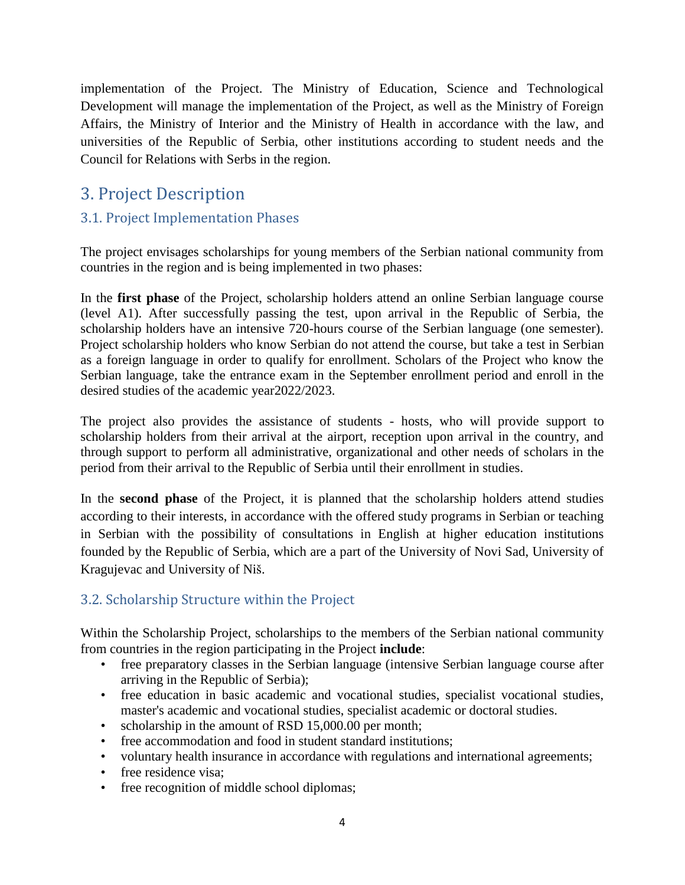implementation of the Project. The Ministry of Education, Science and Technological Development will manage the implementation of the Project, as well as the Ministry of Foreign Affairs, the Ministry of Interior and the Ministry of Health in accordance with the law, and universities of the Republic of Serbia, other institutions according to student needs and the Council for Relations with Serbs in the region.

# 3. Project Description

## 3.1. Project Implementation Phases

The project envisages scholarships for young members of the Serbian national community from countries in the region and is being implemented in two phases:

In the **first phase** of the Project, scholarship holders attend an online Serbian language course (level A1). After successfully passing the test, upon arrival in the Republic of Serbia, the scholarship holders have an intensive 720-hours course of the Serbian language (one semester). Project scholarship holders who know Serbian do not attend the course, but take a test in Serbian as a foreign language in order to qualify for enrollment. Scholars of the Project who know the Serbian language, take the entrance exam in the September enrollment period and enroll in the desired studies of the academic year2022/2023.

The project also provides the assistance of students - hosts, who will provide support to scholarship holders from their arrival at the airport, reception upon arrival in the country, and through support to perform all administrative, organizational and other needs of scholars in the period from their arrival to the Republic of Serbia until their enrollment in studies.

In the **second phase** of the Project, it is planned that the scholarship holders attend studies according to their interests, in accordance with the offered study programs in Serbian or teaching in Serbian with the possibility of consultations in English at higher education institutions founded by the Republic of Serbia, which are a part of the University of Novi Sad, University of Kragujevac and University of Niš.

## 3.2. Scholarship Structure within the Project

Within the Scholarship Project, scholarships to the members of the Serbian national community from countries in the region participating in the Project **include**:

- free preparatory classes in the Serbian language (intensive Serbian language course after arriving in the Republic of Serbia);
- free education in basic academic and vocational studies, specialist vocational studies, master's academic and vocational studies, specialist academic or doctoral studies.
- scholarship in the amount of RSD 15,000.00 per month;
- free accommodation and food in student standard institutions;
- voluntary health insurance in accordance with regulations and international agreements;
- free residence visa;
- free recognition of middle school diplomas;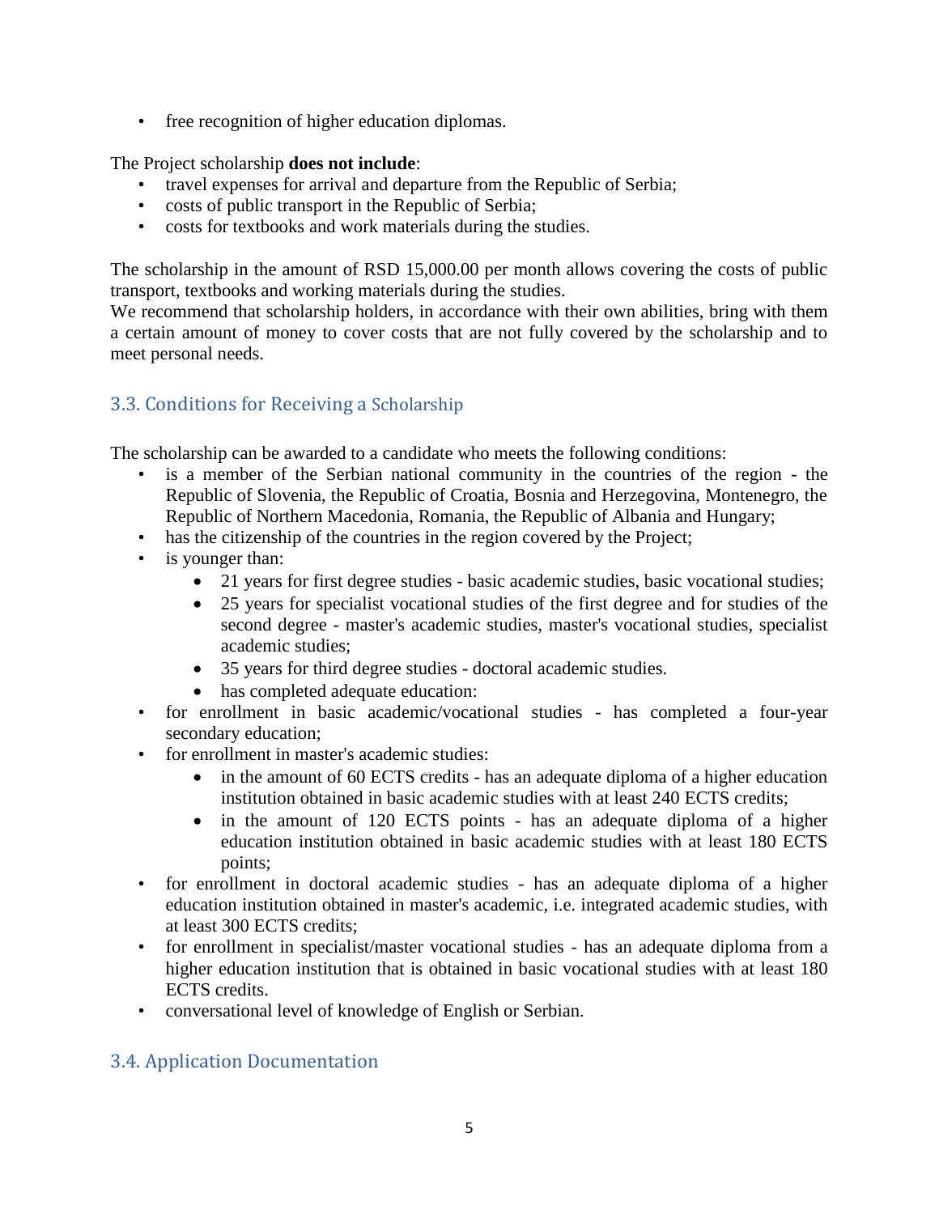- free recognition of higher education diplomas.

The Project scholarship **does not include**:

- travel expenses for arrival and departure from the Republic of Serbia;
- costs of public transport in the Republic of Serbia;
- costs for textbooks and work materials during the studies.

The scholarship in the amount of RSD 15,000.00 per month allows covering the costs of public transport, textbooks and working materials during the studies.
We recommend that scholarship holders, in accordance with their own abilities, bring with them a certain amount of money to cover costs that are not fully covered by the scholarship and to meet personal needs.

## 3.3. Conditions for Receiving a Scholarship

The scholarship can be awarded to a candidate who meets the following conditions:

- is a member of the Serbian national community in the countries of the region - the Republic of Slovenia, the Republic of Croatia, Bosnia and Herzegovina, Montenegro, the Republic of Northern Macedonia, Romania, the Republic of Albania and Hungary;
- has the citizenship of the countries in the region covered by the Project;
- is younger than:
    - 21 years for first degree studies - basic academic studies, basic vocational studies;
    - 25 years for specialist vocational studies of the first degree and for studies of the second degree - master's academic studies, master's vocational studies, specialist academic studies;
    - 35 years for third degree studies - doctoral academic studies.
    - has completed adequate education:
- for enrollment in basic academic/vocational studies - has completed a four-year secondary education;
- for enrollment in master's academic studies:
    - in the amount of 60 ECTS credits - has an adequate diploma of a higher education institution obtained in basic academic studies with at least 240 ECTS credits;
    - in the amount of 120 ECTS points - has an adequate diploma of a higher education institution obtained in basic academic studies with at least 180 ECTS points;
- for enrollment in doctoral academic studies - has an adequate diploma of a higher education institution obtained in master's academic, i.e. integrated academic studies, with at least 300 ECTS credits;
- for enrollment in specialist/master vocational studies - has an adequate diploma from a higher education institution that is obtained in basic vocational studies with at least 180 ECTS credits.
- conversational level of knowledge of English or Serbian.

## 3.4. Application Documentation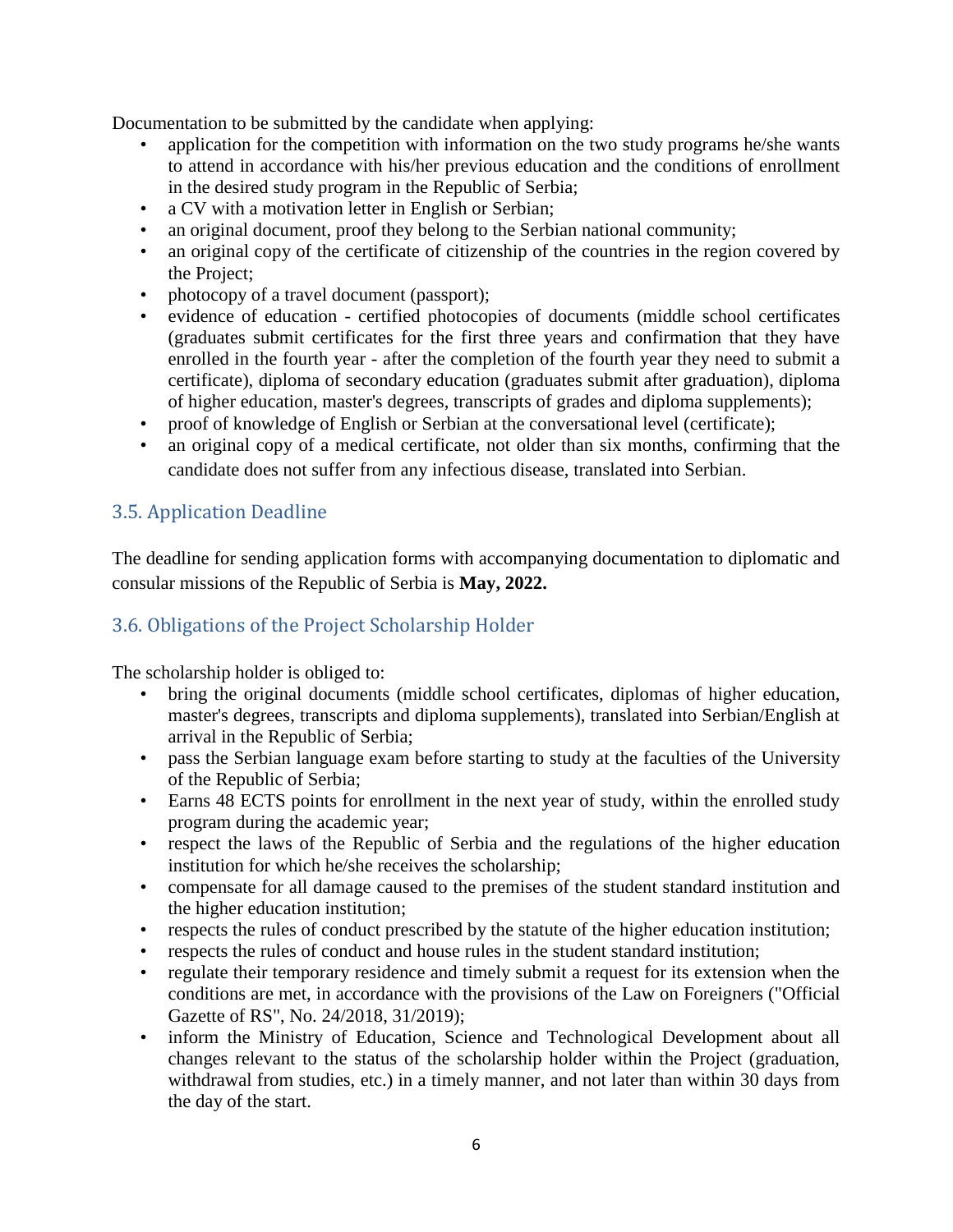Documentation to be submitted by the candidate when applying:

- application for the competition with information on the two study programs he/she wants to attend in accordance with his/her previous education and the conditions of enrollment in the desired study program in the Republic of Serbia;
- a CV with a motivation letter in English or Serbian;
- an original document, proof they belong to the Serbian national community;
- an original copy of the certificate of citizenship of the countries in the region covered by the Project;
- photocopy of a travel document (passport);
- evidence of education - certified photocopies of documents (middle school certificates (graduates submit certificates for the first three years and confirmation that they have enrolled in the fourth year - after the completion of the fourth year they need to submit a certificate), diploma of secondary education (graduates submit after graduation), diploma of higher education, master's degrees, transcripts of grades and diploma supplements);
- proof of knowledge of English or Serbian at the conversational level (certificate);
- an original copy of a medical certificate, not older than six months, confirming that the candidate does not suffer from any infectious disease, translated into Serbian.

## 3.5. Application Deadline

The deadline for sending application forms with accompanying documentation to diplomatic and consular missions of the Republic of Serbia is **May, 2022.**

## 3.6. Obligations of the Project Scholarship Holder

The scholarship holder is obliged to:

- bring the original documents (middle school certificates, diplomas of higher education, master's degrees, transcripts and diploma supplements), translated into Serbian/English at arrival in the Republic of Serbia;
- pass the Serbian language exam before starting to study at the faculties of the University of the Republic of Serbia;
- Earns 48 ECTS points for enrollment in the next year of study, within the enrolled study program during the academic year;
- respect the laws of the Republic of Serbia and the regulations of the higher education institution for which he/she receives the scholarship;
- compensate for all damage caused to the premises of the student standard institution and the higher education institution;
- respects the rules of conduct prescribed by the statute of the higher education institution;
- respects the rules of conduct and house rules in the student standard institution;
- regulate their temporary residence and timely submit a request for its extension when the conditions are met, in accordance with the provisions of the Law on Foreigners ("Official Gazette of RS", No. 24/2018, 31/2019);
- inform the Ministry of Education, Science and Technological Development about all changes relevant to the status of the scholarship holder within the Project (graduation, withdrawal from studies, etc.) in a timely manner, and not later than within 30 days from the day of the start.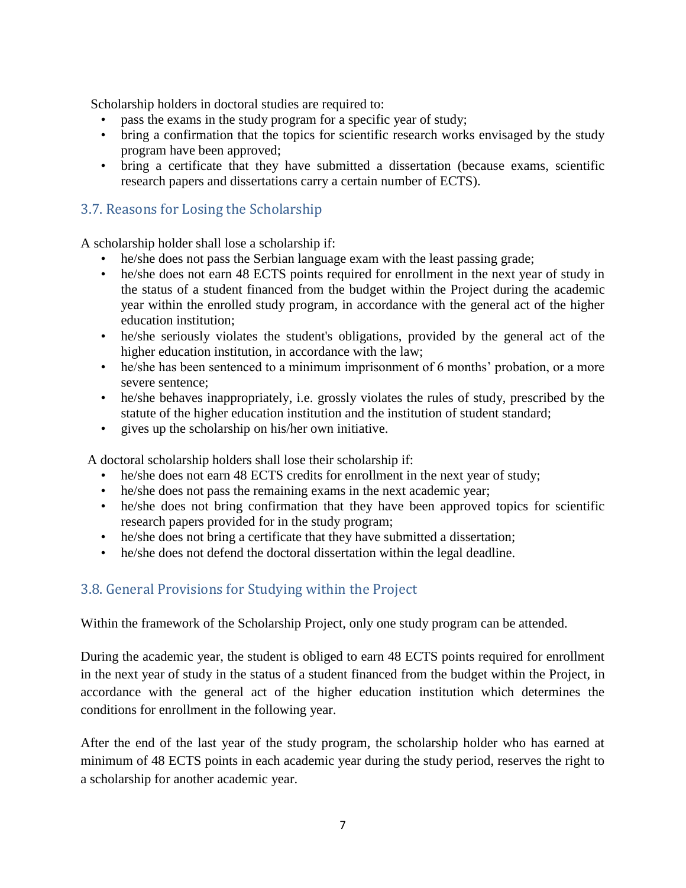Scholarship holders in doctoral studies are required to:

- pass the exams in the study program for a specific year of study;
- bring a confirmation that the topics for scientific research works envisaged by the study program have been approved;
- bring a certificate that they have submitted a dissertation (because exams, scientific research papers and dissertations carry a certain number of ECTS).

## 3.7. Reasons for Losing the Scholarship

A scholarship holder shall lose a scholarship if:

- he/she does not pass the Serbian language exam with the least passing grade;
- he/she does not earn 48 ECTS points required for enrollment in the next year of study in the status of a student financed from the budget within the Project during the academic year within the enrolled study program, in accordance with the general act of the higher education institution;
- he/she seriously violates the student's obligations, provided by the general act of the higher education institution, in accordance with the law;
- he/she has been sentenced to a minimum imprisonment of 6 months' probation, or a more severe sentence;
- he/she behaves inappropriately, i.e. grossly violates the rules of study, prescribed by the statute of the higher education institution and the institution of student standard;
- gives up the scholarship on his/her own initiative.

A doctoral scholarship holders shall lose their scholarship if:

- he/she does not earn 48 ECTS credits for enrollment in the next year of study;
- he/she does not pass the remaining exams in the next academic year;
- he/she does not bring confirmation that they have been approved topics for scientific research papers provided for in the study program;
- he/she does not bring a certificate that they have submitted a dissertation;
- he/she does not defend the doctoral dissertation within the legal deadline.

## 3.8. General Provisions for Studying within the Project

Within the framework of the Scholarship Project, only one study program can be attended.

During the academic year, the student is obliged to earn 48 ECTS points required for enrollment in the next year of study in the status of a student financed from the budget within the Project, in accordance with the general act of the higher education institution which determines the conditions for enrollment in the following year.

After the end of the last year of the study program, the scholarship holder who has earned at minimum of 48 ECTS points in each academic year during the study period, reserves the right to a scholarship for another academic year.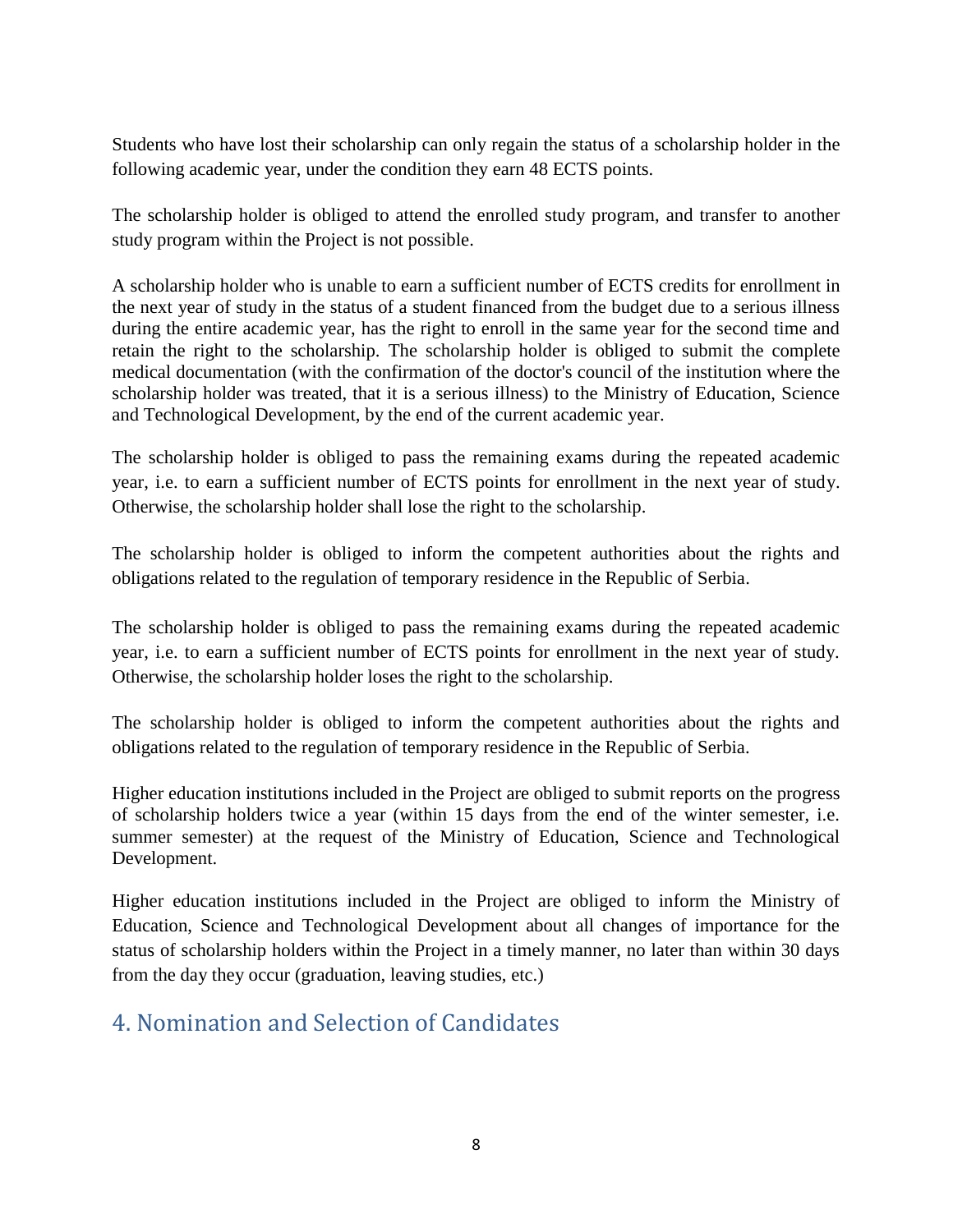Students who have lost their scholarship can only regain the status of a scholarship holder in the following academic year, under the condition they earn 48 ECTS points.

The scholarship holder is obliged to attend the enrolled study program, and transfer to another study program within the Project is not possible.

A scholarship holder who is unable to earn a sufficient number of ECTS credits for enrollment in the next year of study in the status of a student financed from the budget due to a serious illness during the entire academic year, has the right to enroll in the same year for the second time and retain the right to the scholarship. The scholarship holder is obliged to submit the complete medical documentation (with the confirmation of the doctor's council of the institution where the scholarship holder was treated, that it is a serious illness) to the Ministry of Education, Science and Technological Development, by the end of the current academic year.

The scholarship holder is obliged to pass the remaining exams during the repeated academic year, i.e. to earn a sufficient number of ECTS points for enrollment in the next year of study. Otherwise, the scholarship holder shall lose the right to the scholarship.

The scholarship holder is obliged to inform the competent authorities about the rights and obligations related to the regulation of temporary residence in the Republic of Serbia.

The scholarship holder is obliged to pass the remaining exams during the repeated academic year, i.e. to earn a sufficient number of ECTS points for enrollment in the next year of study. Otherwise, the scholarship holder loses the right to the scholarship.

The scholarship holder is obliged to inform the competent authorities about the rights and obligations related to the regulation of temporary residence in the Republic of Serbia.

Higher education institutions included in the Project are obliged to submit reports on the progress of scholarship holders twice a year (within 15 days from the end of the winter semester, i.e. summer semester) at the request of the Ministry of Education, Science and Technological Development.

Higher education institutions included in the Project are obliged to inform the Ministry of Education, Science and Technological Development about all changes of importance for the status of scholarship holders within the Project in a timely manner, no later than within 30 days from the day they occur (graduation, leaving studies, etc.)

## 4. Nomination and Selection of Candidates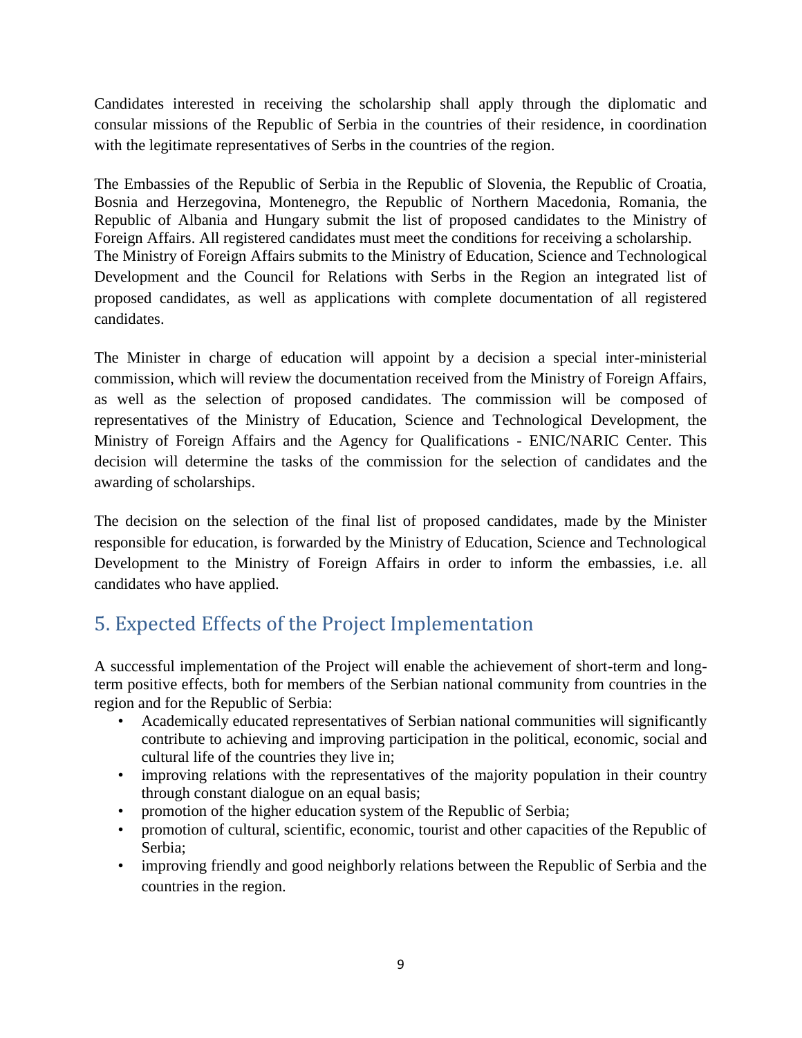Candidates interested in receiving the scholarship shall apply through the diplomatic and consular missions of the Republic of Serbia in the countries of their residence, in coordination with the legitimate representatives of Serbs in the countries of the region.

The Embassies of the Republic of Serbia in the Republic of Slovenia, the Republic of Croatia, Bosnia and Herzegovina, Montenegro, the Republic of Northern Macedonia, Romania, the Republic of Albania and Hungary submit the list of proposed candidates to the Ministry of Foreign Affairs. All registered candidates must meet the conditions for receiving a scholarship. The Ministry of Foreign Affairs submits to the Ministry of Education, Science and Technological Development and the Council for Relations with Serbs in the Region an integrated list of proposed candidates, as well as applications with complete documentation of all registered candidates.

The Minister in charge of education will appoint by a decision a special inter-ministerial commission, which will review the documentation received from the Ministry of Foreign Affairs, as well as the selection of proposed candidates. The commission will be composed of representatives of the Ministry of Education, Science and Technological Development, the Ministry of Foreign Affairs and the Agency for Qualifications - ENIC/NARIC Center. This decision will determine the tasks of the commission for the selection of candidates and the awarding of scholarships.

The decision on the selection of the final list of proposed candidates, made by the Minister responsible for education, is forwarded by the Ministry of Education, Science and Technological Development to the Ministry of Foreign Affairs in order to inform the embassies, i.e. all candidates who have applied.

## 5. Expected Effects of the Project Implementation

A successful implementation of the Project will enable the achievement of short-term and long-term positive effects, both for members of the Serbian national community from countries in the region and for the Republic of Serbia:

- Academically educated representatives of Serbian national communities will significantly contribute to achieving and improving participation in the political, economic, social and cultural life of the countries they live in;
- improving relations with the representatives of the majority population in their country through constant dialogue on an equal basis;
- promotion of the higher education system of the Republic of Serbia;
- promotion of cultural, scientific, economic, tourist and other capacities of the Republic of Serbia;
- improving friendly and good neighborly relations between the Republic of Serbia and the countries in the region.